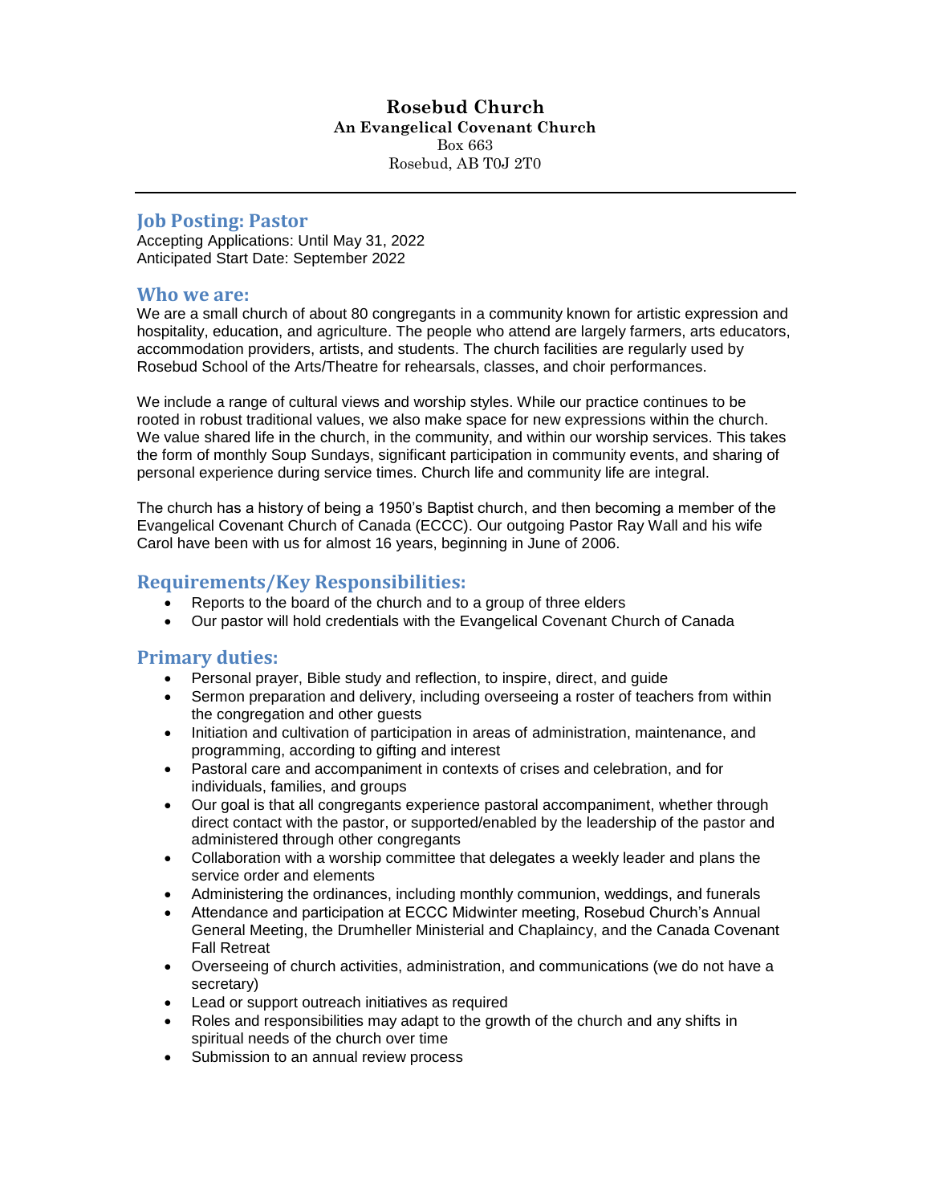# Rosebud Church

**An Evangelical Covenant Church**
Box 663
Rosebud, AB T0J 2T0

---

## Job Posting: Pastor

Accepting Applications: Until May 31, 2022
Anticipated Start Date: September 2022

## Who we are:

We are a small church of about 80 congregants in a community known for artistic expression and hospitality, education, and agriculture. The people who attend are largely farmers, arts educators, accommodation providers, artists, and students. The church facilities are regularly used by Rosebud School of the Arts/Theatre for rehearsals, classes, and choir performances.

We include a range of cultural views and worship styles. While our practice continues to be rooted in robust traditional values, we also make space for new expressions within the church. We value shared life in the church, in the community, and within our worship services. This takes the form of monthly Soup Sundays, significant participation in community events, and sharing of personal experience during service times. Church life and community life are integral.

The church has a history of being a 1950's Baptist church, and then becoming a member of the Evangelical Covenant Church of Canada (ECCC). Our outgoing Pastor Ray Wall and his wife Carol have been with us for almost 16 years, beginning in June of 2006.

## Requirements/Key Responsibilities:

- Reports to the board of the church and to a group of three elders
- Our pastor will hold credentials with the Evangelical Covenant Church of Canada

## Primary duties:

- Personal prayer, Bible study and reflection, to inspire, direct, and guide
- Sermon preparation and delivery, including overseeing a roster of teachers from within the congregation and other guests
- Initiation and cultivation of participation in areas of administration, maintenance, and programming, according to gifting and interest
- Pastoral care and accompaniment in contexts of crises and celebration, and for individuals, families, and groups
- Our goal is that all congregants experience pastoral accompaniment, whether through direct contact with the pastor, or supported/enabled by the leadership of the pastor and administered through other congregants
- Collaboration with a worship committee that delegates a weekly leader and plans the service order and elements
- Administering the ordinances, including monthly communion, weddings, and funerals
- Attendance and participation at ECCC Midwinter meeting, Rosebud Church's Annual General Meeting, the Drumheller Ministerial and Chaplaincy, and the Canada Covenant Fall Retreat
- Overseeing of church activities, administration, and communications (we do not have a secretary)
- Lead or support outreach initiatives as required
- Roles and responsibilities may adapt to the growth of the church and any shifts in spiritual needs of the church over time
- Submission to an annual review process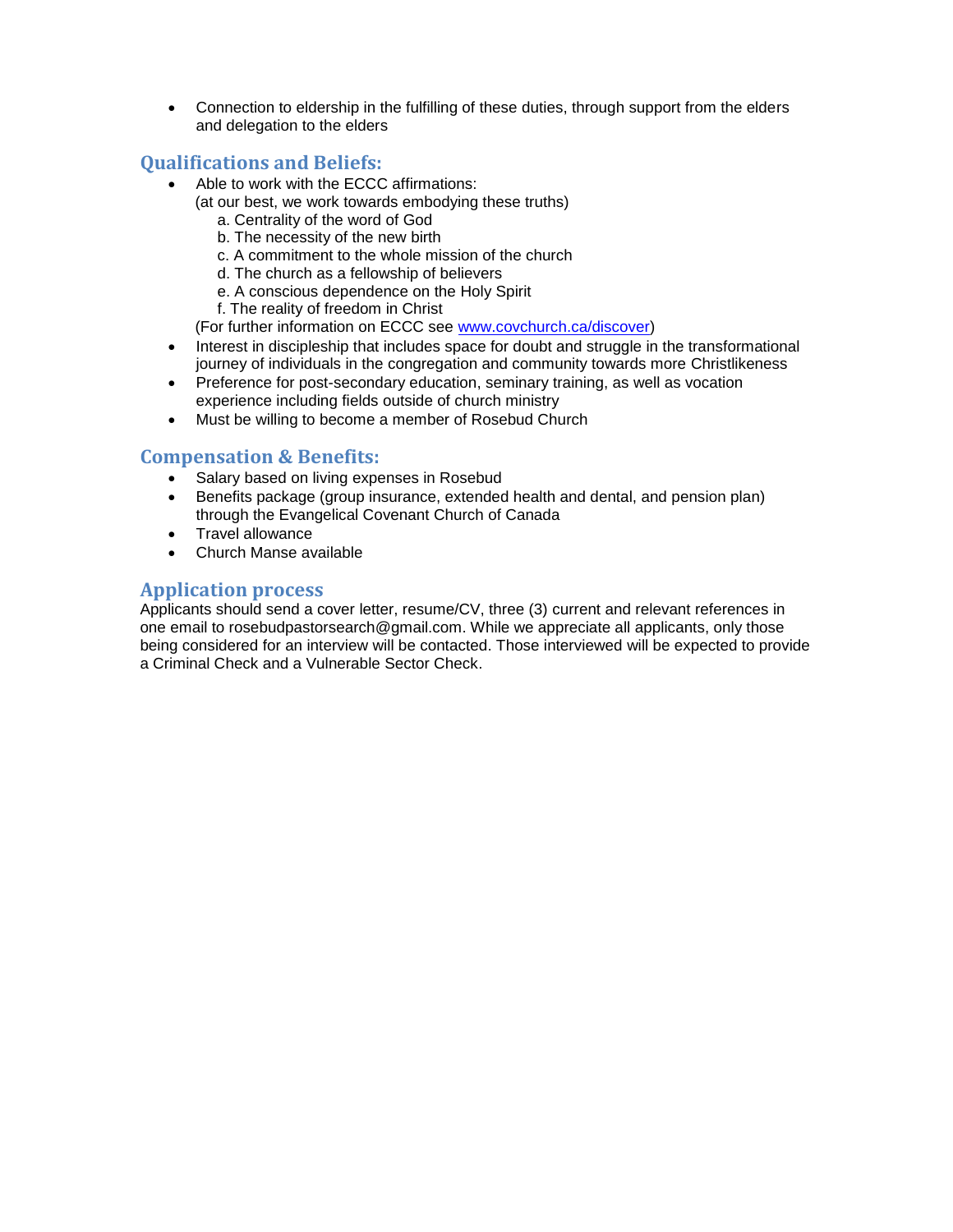- Connection to eldership in the fulfilling of these duties, through support from the elders and delegation to the elders

## Qualifications and Beliefs:

- Able to work with the ECCC affirmations:
  (at our best, we work towards embodying these truths)
  a. Centrality of the word of God
  b. The necessity of the new birth
  c. A commitment to the whole mission of the church
  d. The church as a fellowship of believers
  e. A conscious dependence on the Holy Spirit
  f. The reality of freedom in Christ
  (For further information on ECCC see [www.covchurch.ca/discover](http://www.covchurch.ca/discover))
- Interest in discipleship that includes space for doubt and struggle in the transformational journey of individuals in the congregation and community towards more Christlikeness
- Preference for post-secondary education, seminary training, as well as vocation experience including fields outside of church ministry
- Must be willing to become a member of Rosebud Church

## Compensation & Benefits:

- Salary based on living expenses in Rosebud
- Benefits package (group insurance, extended health and dental, and pension plan) through the Evangelical Covenant Church of Canada
- Travel allowance
- Church Manse available

## Application process

Applicants should send a cover letter, resume/CV, three (3) current and relevant references in one email to rosebudpastorsearch@gmail.com. While we appreciate all applicants, only those being considered for an interview will be contacted. Those interviewed will be expected to provide a Criminal Check and a Vulnerable Sector Check.